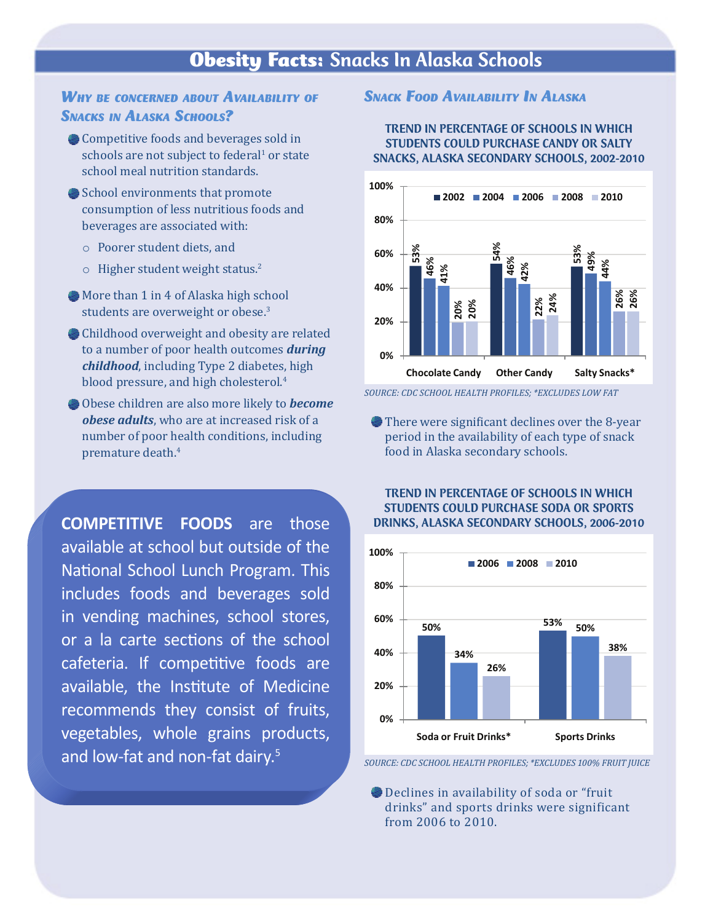# Obesity Facts: Snacks In Alaska Schools

### Why be concerned about Availability of Snacks in Alaska Schools?

- Competitive foods and beverages sold in schools are not subject to federal[1] or state school meal nutrition standards.
- School environments that promote consumption of less nutritious foods and beverages are associated with:
  - Poorer student diets, and
  - Higher student weight status.[2]
- More than 1 in 4 of Alaska high school students are overweight or obese.[3]
- Childhood overweight and obesity are related to a number of poor health outcomes ***during childhood***, including Type 2 diabetes, high blood pressure, and high cholesterol.[4]
- Obese children are also more likely to ***become obese adults***, who are at increased risk of a number of poor health conditions, including premature death.[4]

**COMPETITIVE FOODS** are those available at school but outside of the National School Lunch Program. This includes foods and beverages sold in vending machines, school stores, or a la carte sections of the school cafeteria. If competitive foods are available, the Institute of Medicine recommends they consist of fruits, vegetables, whole grains products, and low-fat and non-fat dairy.[5]

### Snack Food Availability In Alaska

**TREND IN PERCENTAGE OF SCHOOLS IN WHICH STUDENTS COULD PURCHASE CANDY OR SALTY SNACKS, ALASKA SECONDARY SCHOOLS, 2002-2010**

| | 2002 | 2004 | 2006 | 2008 | 2010 |
|---|---|---|---|---|---|
| Chocolate Candy | 53% | 46% | 41% | 20% | 20% |
| Other Candy | 54% | 46% | 42% | 22% | 24% |
| Salty Snacks* | 53% | 49% | 44% | 26% | 26% |

*SOURCE: CDC SCHOOL HEALTH PROFILES; *EXCLUDES LOW FAT*

- There were significant declines over the 8-year period in the availability of each type of snack food in Alaska secondary schools.

**TREND IN PERCENTAGE OF SCHOOLS IN WHICH STUDENTS COULD PURCHASE SODA OR SPORTS DRINKS, ALASKA SECONDARY SCHOOLS, 2006-2010**

| | 2006 | 2008 | 2010 |
|---|---|---|---|
| Soda or Fruit Drinks* | 50% | 34% | 26% |
| Sports Drinks | 53% | 50% | 38% |

*SOURCE: CDC SCHOOL HEALTH PROFILES; *EXCLUDES 100% FRUIT JUICE*

- Declines in availability of soda or "fruit drinks" and sports drinks were significant from 2006 to 2010.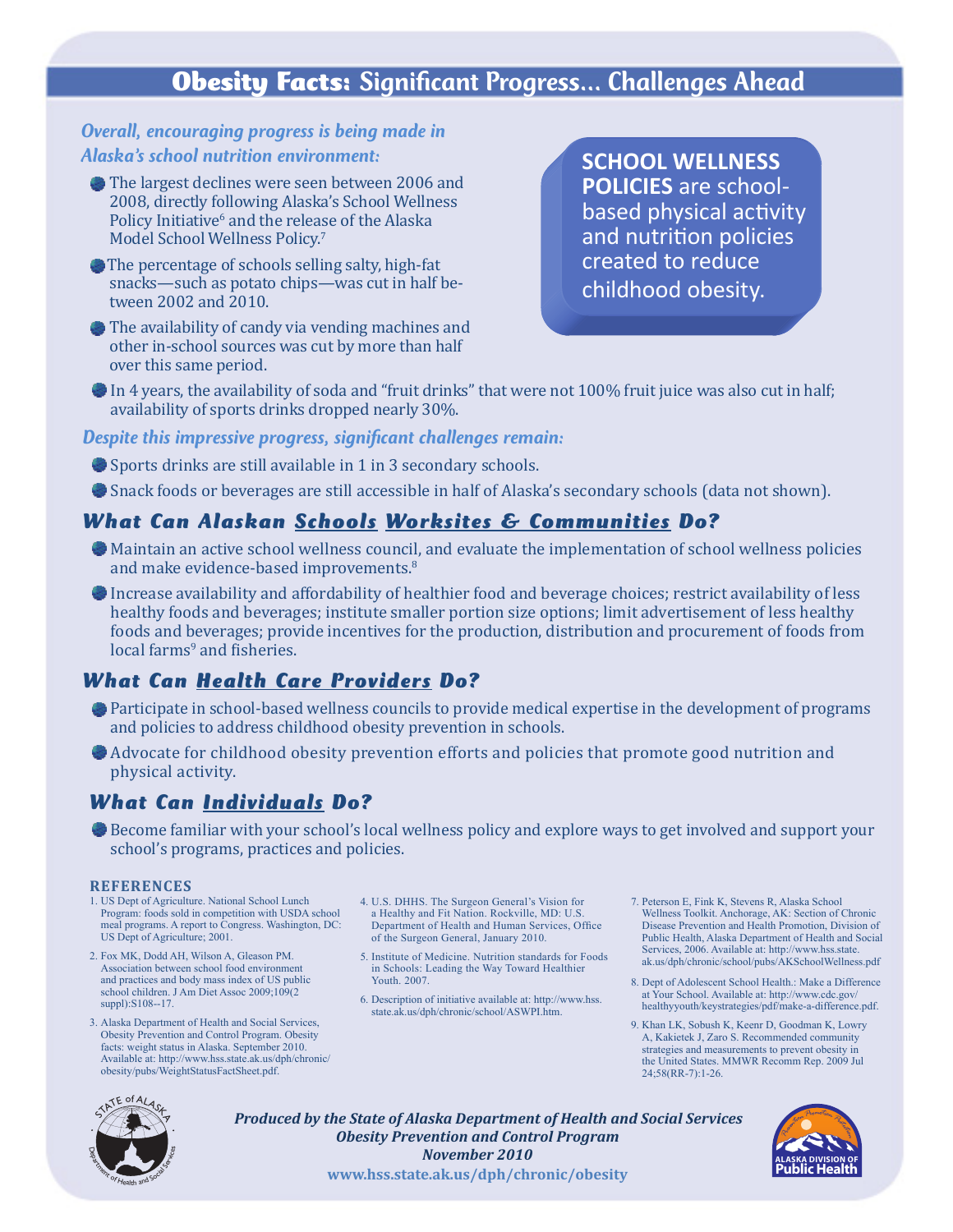# **Obesity Facts:** Significant Progress... Challenges Ahead

*Overall, encouraging progress is being made in Alaska's school nutrition environment:*

- The largest declines were seen between 2006 and 2008, directly following Alaska's School Wellness Policy Initiative[6] and the release of the Alaska Model School Wellness Policy.[7]
- The percentage of schools selling salty, high-fat snacks—such as potato chips—was cut in half between 2002 and 2010.
- The availability of candy via vending machines and other in-school sources was cut by more than half over this same period.
- In 4 years, the availability of soda and "fruit drinks" that were not 100% fruit juice was also cut in half; availability of sports drinks dropped nearly 30%.

**SCHOOL WELLNESS POLICIES** are school-based physical activity and nutrition policies created to reduce childhood obesity.

*Despite this impressive progress, significant challenges remain:*

- Sports drinks are still available in 1 in 3 secondary schools.
- Snack foods or beverages are still accessible in half of Alaska's secondary schools (data not shown).

## *What Can Alaskan Schools Worksites & Communities Do?*

- Maintain an active school wellness council, and evaluate the implementation of school wellness policies and make evidence-based improvements.[8]
- Increase availability and affordability of healthier food and beverage choices; restrict availability of less healthy foods and beverages; institute smaller portion size options; limit advertisement of less healthy foods and beverages; provide incentives for the production, distribution and procurement of foods from local farms[9] and fisheries.

## *What Can Health Care Providers Do?*

- Participate in school-based wellness councils to provide medical expertise in the development of programs and policies to address childhood obesity prevention in schools.
- Advocate for childhood obesity prevention efforts and policies that promote good nutrition and physical activity.

## *What Can Individuals Do?*

- Become familiar with your school's local wellness policy and explore ways to get involved and support your school's programs, practices and policies.

### REFERENCES

1. US Dept of Agriculture. National School Lunch Program: foods sold in competition with USDA school meal programs. A report to Congress. Washington, DC: US Dept of Agriculture; 2001.
2. Fox MK, Dodd AH, Wilson A, Gleason PM. Association between school food environment and practices and body mass index of US public school children. J Am Diet Assoc 2009;109(2 suppl):S108--17.
3. Alaska Department of Health and Social Services, Obesity Prevention and Control Program. Obesity facts: weight status in Alaska. September 2010. Available at: http://www.hss.state.ak.us/dph/chronic/obesity/pubs/WeightStatusFactSheet.pdf.
4. U.S. DHHS. The Surgeon General's Vision for a Healthy and Fit Nation. Rockville, MD: U.S. Department of Health and Human Services, Office of the Surgeon General, January 2010.
5. Institute of Medicine. Nutrition standards for Foods in Schools: Leading the Way Toward Healthier Youth. 2007.
6. Description of initiative available at: http://www.hss.state.ak.us/dph/chronic/school/ASWPI.htm.
7. Peterson E, Fink K, Stevens R, Alaska School Wellness Toolkit. Anchorage, AK: Section of Chronic Disease Prevention and Health Promotion, Division of Public Health, Alaska Department of Health and Social Services, 2006. Available at: http://www.hss.state.ak.us/dph/chronic/school/pubs/AKSchoolWellness.pdf
8. Dept of Adolescent School Health.: Make a Difference at Your School. Available at: http://www.cdc.gov/healthyyouth/keystrategies/pdf/make-a-difference.pdf.
9. Khan LK, Sobush K, Keenr D, Goodman K, Lowry A, Kakietek J, Zaro S. Recommended community strategies and measurements to prevent obesity in the United States. MMWR Recomm Rep. 2009 Jul 24;58(RR-7):1-26.

*Produced by the State of Alaska Department of Health and Social Services*
*Obesity Prevention and Control Program*
*November 2010*
**www.hss.state.ak.us/dph/chronic/obesity**